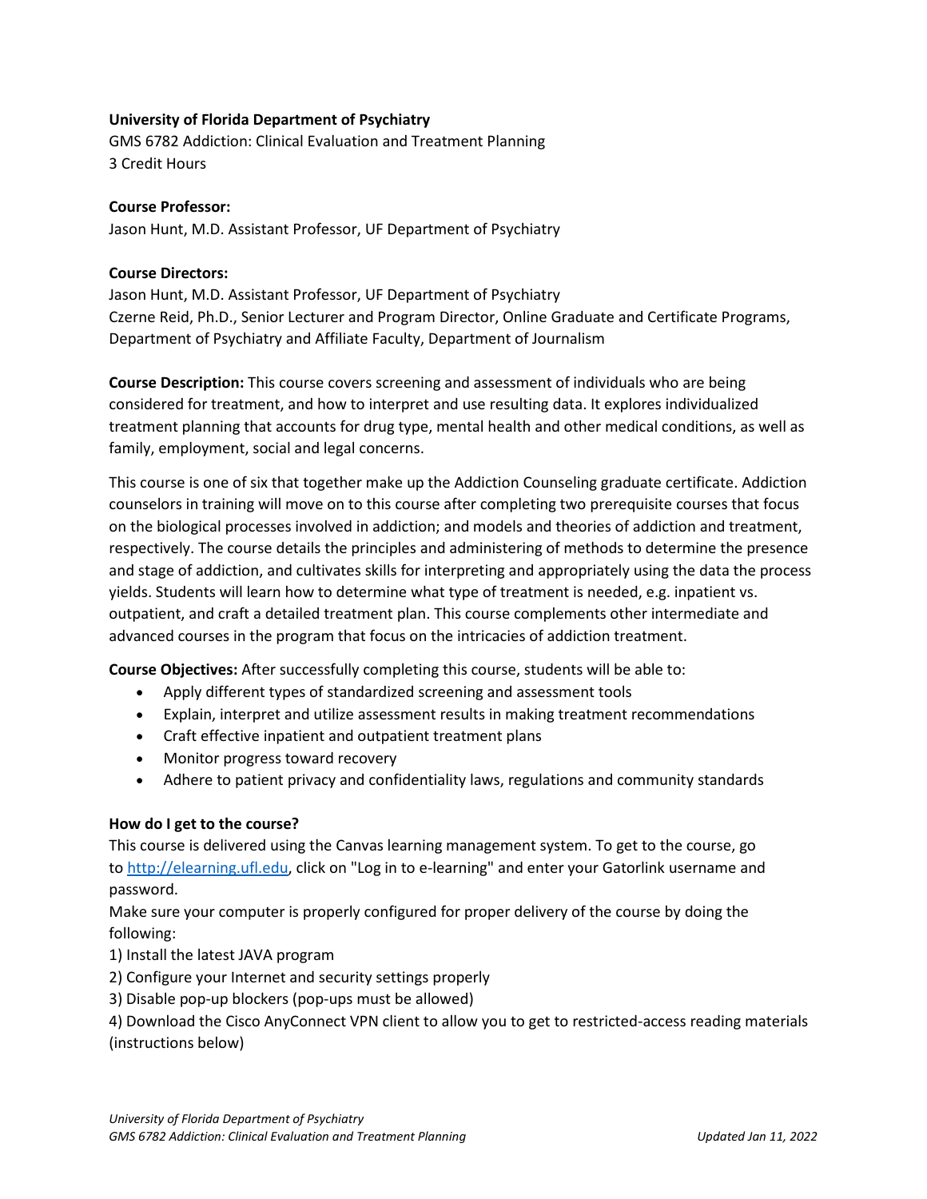**University of Florida Department of Psychiatry**
GMS 6782 Addiction: Clinical Evaluation and Treatment Planning
3 Credit Hours

**Course Professor:**
Jason Hunt, M.D. Assistant Professor, UF Department of Psychiatry

**Course Directors:**
Jason Hunt, M.D. Assistant Professor, UF Department of Psychiatry
Czerne Reid, Ph.D., Senior Lecturer and Program Director, Online Graduate and Certificate Programs, Department of Psychiatry and Affiliate Faculty, Department of Journalism

**Course Description:** This course covers screening and assessment of individuals who are being considered for treatment, and how to interpret and use resulting data. It explores individualized treatment planning that accounts for drug type, mental health and other medical conditions, as well as family, employment, social and legal concerns.

This course is one of six that together make up the Addiction Counseling graduate certificate. Addiction counselors in training will move on to this course after completing two prerequisite courses that focus on the biological processes involved in addiction; and models and theories of addiction and treatment, respectively. The course details the principles and administering of methods to determine the presence and stage of addiction, and cultivates skills for interpreting and appropriately using the data the process yields. Students will learn how to determine what type of treatment is needed, e.g. inpatient vs. outpatient, and craft a detailed treatment plan. This course complements other intermediate and advanced courses in the program that focus on the intricacies of addiction treatment.

**Course Objectives:** After successfully completing this course, students will be able to:

- Apply different types of standardized screening and assessment tools
- Explain, interpret and utilize assessment results in making treatment recommendations
- Craft effective inpatient and outpatient treatment plans
- Monitor progress toward recovery
- Adhere to patient privacy and confidentiality laws, regulations and community standards

**How do I get to the course?**
This course is delivered using the Canvas learning management system. To get to the course, go to http://elearning.ufl.edu, click on "Log in to e-learning" and enter your Gatorlink username and password.
Make sure your computer is properly configured for proper delivery of the course by doing the following:
1) Install the latest JAVA program
2) Configure your Internet and security settings properly
3) Disable pop-up blockers (pop-ups must be allowed)
4) Download the Cisco AnyConnect VPN client to allow you to get to restricted-access reading materials (instructions below)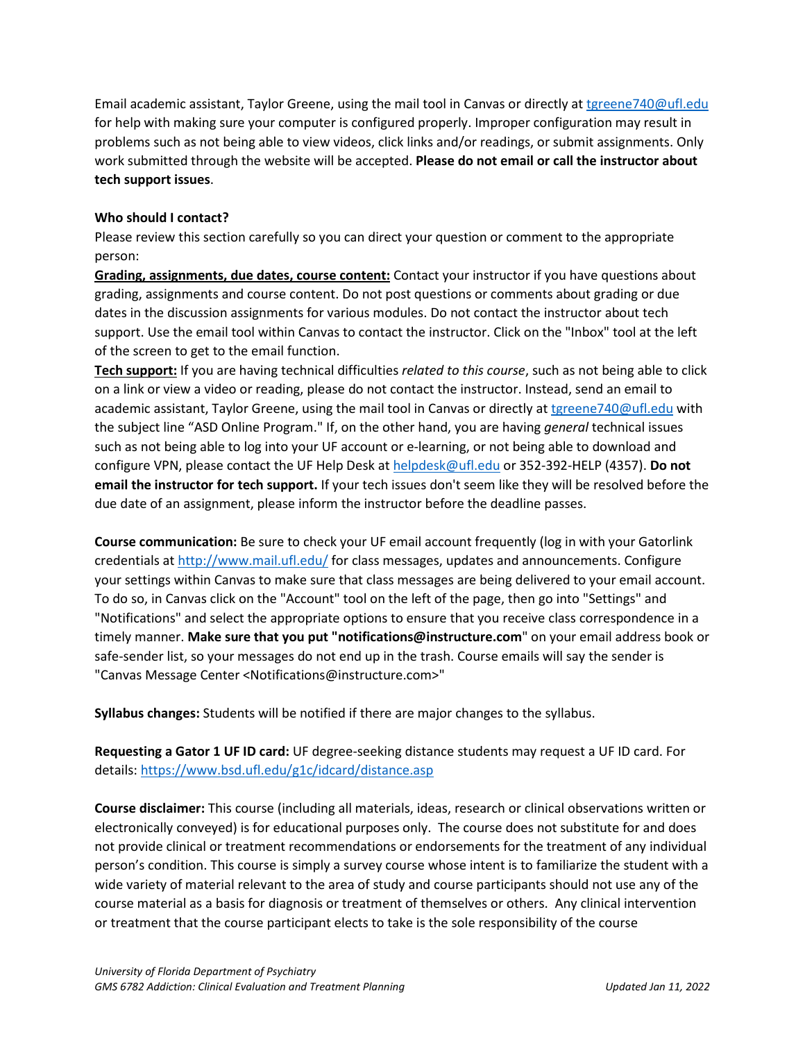Email academic assistant, Taylor Greene, using the mail tool in Canvas or directly at tgreene740@ufl.edu for help with making sure your computer is configured properly. Improper configuration may result in problems such as not being able to view videos, click links and/or readings, or submit assignments. Only work submitted through the website will be accepted. **Please do not email or call the instructor about tech support issues**.

**Who should I contact?**
Please review this section carefully so you can direct your question or comment to the appropriate person:
**Grading, assignments, due dates, course content:** Contact your instructor if you have questions about grading, assignments and course content. Do not post questions or comments about grading or due dates in the discussion assignments for various modules. Do not contact the instructor about tech support. Use the email tool within Canvas to contact the instructor. Click on the "Inbox" tool at the left of the screen to get to the email function.
**Tech support:** If you are having technical difficulties *related to this course*, such as not being able to click on a link or view a video or reading, please do not contact the instructor. Instead, send an email to academic assistant, Taylor Greene, using the mail tool in Canvas or directly at tgreene740@ufl.edu with the subject line "ASD Online Program." If, on the other hand, you are having *general* technical issues such as not being able to log into your UF account or e-learning, or not being able to download and configure VPN, please contact the UF Help Desk at helpdesk@ufl.edu or 352-392-HELP (4357). **Do not email the instructor for tech support.** If your tech issues don't seem like they will be resolved before the due date of an assignment, please inform the instructor before the deadline passes.

**Course communication:** Be sure to check your UF email account frequently (log in with your Gatorlink credentials at http://www.mail.ufl.edu/ for class messages, updates and announcements. Configure your settings within Canvas to make sure that class messages are being delivered to your email account. To do so, in Canvas click on the "Account" tool on the left of the page, then go into "Settings" and "Notifications" and select the appropriate options to ensure that you receive class correspondence in a timely manner. **Make sure that you put "notifications@instructure.com**" on your email address book or safe-sender list, so your messages do not end up in the trash. Course emails will say the sender is "Canvas Message Center <Notifications@instructure.com>"

**Syllabus changes:** Students will be notified if there are major changes to the syllabus.

**Requesting a Gator 1 UF ID card:** UF degree-seeking distance students may request a UF ID card. For details: https://www.bsd.ufl.edu/g1c/idcard/distance.asp

**Course disclaimer:** This course (including all materials, ideas, research or clinical observations written or electronically conveyed) is for educational purposes only. The course does not substitute for and does not provide clinical or treatment recommendations or endorsements for the treatment of any individual person's condition. This course is simply a survey course whose intent is to familiarize the student with a wide variety of material relevant to the area of study and course participants should not use any of the course material as a basis for diagnosis or treatment of themselves or others. Any clinical intervention or treatment that the course participant elects to take is the sole responsibility of the course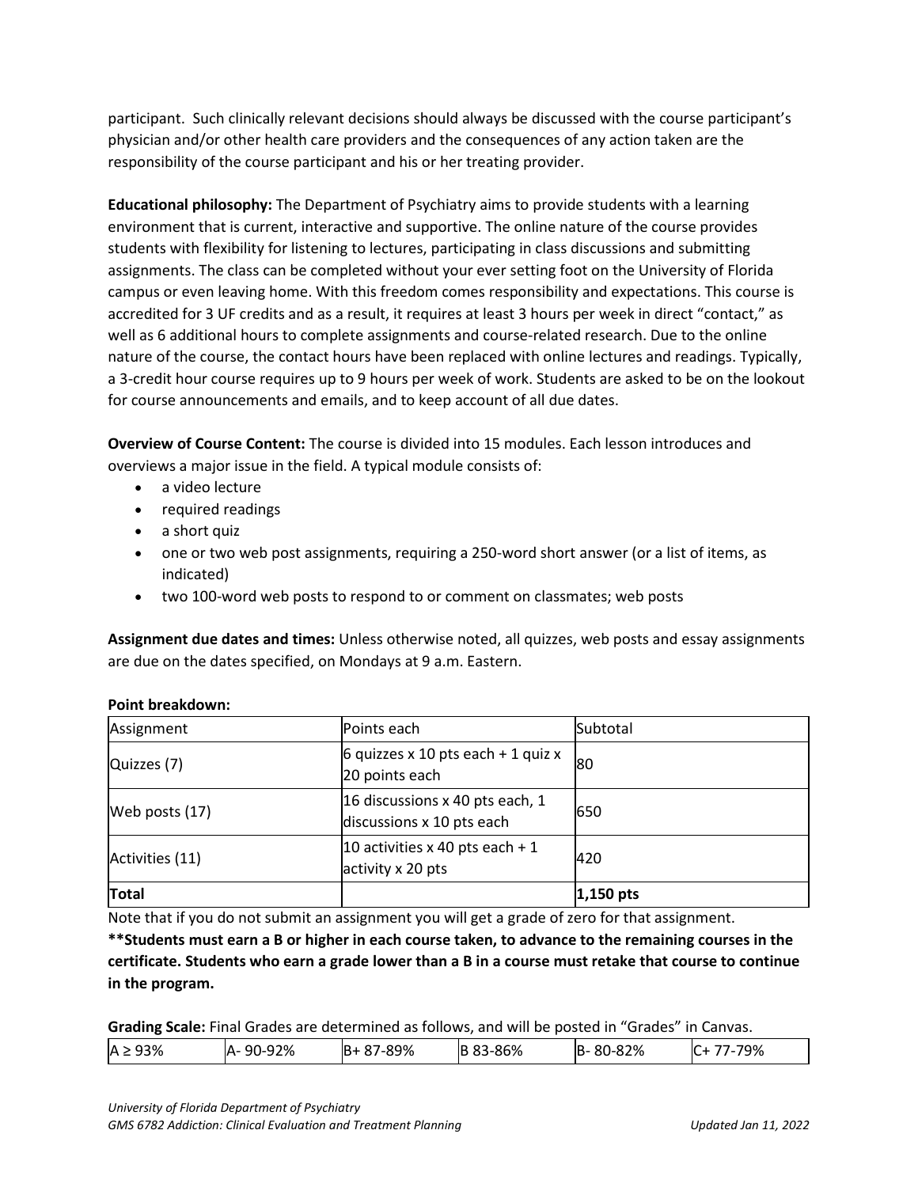participant. Such clinically relevant decisions should always be discussed with the course participant's physician and/or other health care providers and the consequences of any action taken are the responsibility of the course participant and his or her treating provider.

**Educational philosophy:** The Department of Psychiatry aims to provide students with a learning environment that is current, interactive and supportive. The online nature of the course provides students with flexibility for listening to lectures, participating in class discussions and submitting assignments. The class can be completed without your ever setting foot on the University of Florida campus or even leaving home. With this freedom comes responsibility and expectations. This course is accredited for 3 UF credits and as a result, it requires at least 3 hours per week in direct "contact," as well as 6 additional hours to complete assignments and course-related research. Due to the online nature of the course, the contact hours have been replaced with online lectures and readings. Typically, a 3-credit hour course requires up to 9 hours per week of work. Students are asked to be on the lookout for course announcements and emails, and to keep account of all due dates.

**Overview of Course Content:** The course is divided into 15 modules. Each lesson introduces and overviews a major issue in the field. A typical module consists of:

- a video lecture
- required readings
- a short quiz
- one or two web post assignments, requiring a 250-word short answer (or a list of items, as indicated)
- two 100-word web posts to respond to or comment on classmates; web posts

**Assignment due dates and times:** Unless otherwise noted, all quizzes, web posts and essay assignments are due on the dates specified, on Mondays at 9 a.m. Eastern.

**Point breakdown:**

| Assignment | Points each | Subtotal |
|---|---|---|
| Quizzes (7) | 6 quizzes x 10 pts each + 1 quiz x 20 points each | 80 |
| Web posts (17) | 16 discussions x 40 pts each, 1 discussions x 10 pts each | 650 |
| Activities (11) | 10 activities x 40 pts each + 1 activity x 20 pts | 420 |
| **Total** | | **1,150 pts** |

Note that if you do not submit an assignment you will get a grade of zero for that assignment.

**\*\*Students must earn a B or higher in each course taken, to advance to the remaining courses in the certificate. Students who earn a grade lower than a B in a course must retake that course to continue in the program.**

**Grading Scale:** Final Grades are determined as follows, and will be posted in "Grades" in Canvas.

| A ≥ 93% | A- 90-92% | B+ 87-89% | B 83-86% | B- 80-82% | C+ 77-79% |
|---|---|---|---|---|---|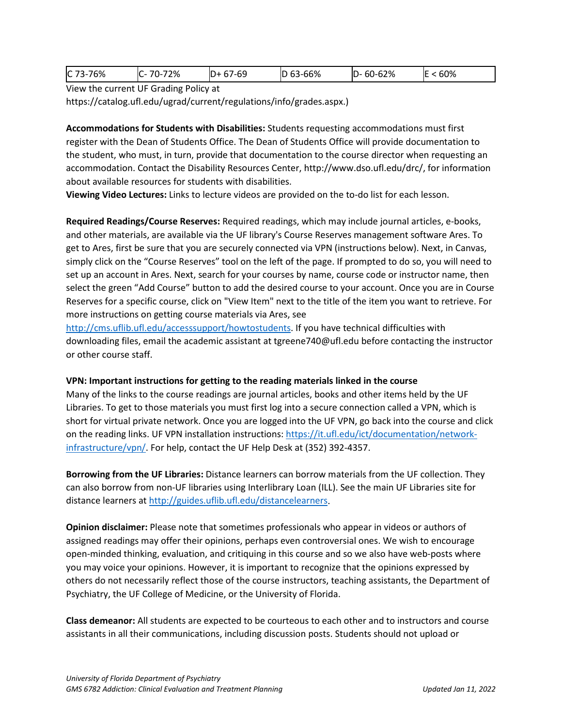| C 73-76% | C- 70-72% | D+ 67-69 | D 63-66% | D- 60-62% | E < 60% |
|---|---|---|---|---|---|

View the current UF Grading Policy at https://catalog.ufl.edu/ugrad/current/regulations/info/grades.aspx.)

**Accommodations for Students with Disabilities:** Students requesting accommodations must first register with the Dean of Students Office. The Dean of Students Office will provide documentation to the student, who must, in turn, provide that documentation to the course director when requesting an accommodation. Contact the Disability Resources Center, http://www.dso.ufl.edu/drc/, for information about available resources for students with disabilities.

**Viewing Video Lectures:** Links to lecture videos are provided on the to-do list for each lesson.

**Required Readings/Course Reserves:** Required readings, which may include journal articles, e-books, and other materials, are available via the UF library's Course Reserves management software Ares. To get to Ares, first be sure that you are securely connected via VPN (instructions below). Next, in Canvas, simply click on the "Course Reserves" tool on the left of the page. If prompted to do so, you will need to set up an account in Ares. Next, search for your courses by name, course code or instructor name, then select the green "Add Course" button to add the desired course to your account. Once you are in Course Reserves for a specific course, click on "View Item" next to the title of the item you want to retrieve. For more instructions on getting course materials via Ares, see http://cms.uflib.ufl.edu/accesssupport/howtostudents. If you have technical difficulties with downloading files, email the academic assistant at tgreene740@ufl.edu before contacting the instructor or other course staff.

**VPN: Important instructions for getting to the reading materials linked in the course**

Many of the links to the course readings are journal articles, books and other items held by the UF Libraries. To get to those materials you must first log into a secure connection called a VPN, which is short for virtual private network. Once you are logged into the UF VPN, go back into the course and click on the reading links. UF VPN installation instructions: https://it.ufl.edu/ict/documentation/network-infrastructure/vpn/. For help, contact the UF Help Desk at (352) 392-4357.

**Borrowing from the UF Libraries:** Distance learners can borrow materials from the UF collection. They can also borrow from non-UF libraries using Interlibrary Loan (ILL). See the main UF Libraries site for distance learners at http://guides.uflib.ufl.edu/distancelearners.

**Opinion disclaimer:** Please note that sometimes professionals who appear in videos or authors of assigned readings may offer their opinions, perhaps even controversial ones. We wish to encourage open-minded thinking, evaluation, and critiquing in this course and so we also have web-posts where you may voice your opinions. However, it is important to recognize that the opinions expressed by others do not necessarily reflect those of the course instructors, teaching assistants, the Department of Psychiatry, the UF College of Medicine, or the University of Florida.

**Class demeanor:** All students are expected to be courteous to each other and to instructors and course assistants in all their communications, including discussion posts. Students should not upload or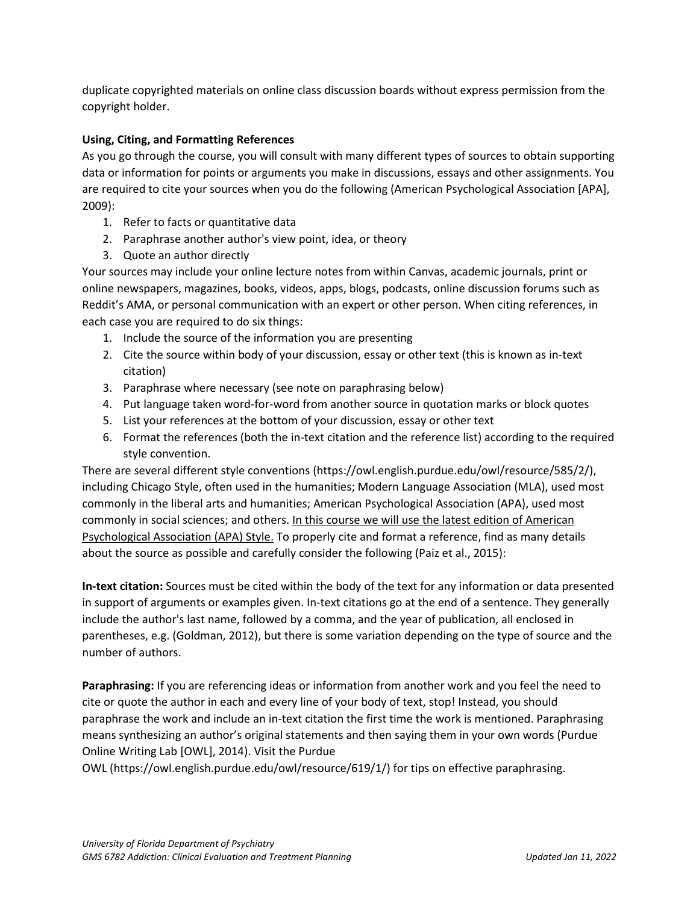duplicate copyrighted materials on online class discussion boards without express permission from the copyright holder.

**Using, Citing, and Formatting References**

As you go through the course, you will consult with many different types of sources to obtain supporting data or information for points or arguments you make in discussions, essays and other assignments. You are required to cite your sources when you do the following (American Psychological Association [APA], 2009):

1. Refer to facts or quantitative data
2. Paraphrase another author's view point, idea, or theory
3. Quote an author directly

Your sources may include your online lecture notes from within Canvas, academic journals, print or online newspapers, magazines, books, videos, apps, blogs, podcasts, online discussion forums such as Reddit's AMA, or personal communication with an expert or other person. When citing references, in each case you are required to do six things:

1. Include the source of the information you are presenting
2. Cite the source within body of your discussion, essay or other text (this is known as in-text citation)
3. Paraphrase where necessary (see note on paraphrasing below)
4. Put language taken word-for-word from another source in quotation marks or block quotes
5. List your references at the bottom of your discussion, essay or other text
6. Format the references (both the in-text citation and the reference list) according to the required style convention.

There are several different style conventions (https://owl.english.purdue.edu/owl/resource/585/2/), including Chicago Style, often used in the humanities; Modern Language Association (MLA), used most commonly in the liberal arts and humanities; American Psychological Association (APA), used most commonly in social sciences; and others. In this course we will use the latest edition of American Psychological Association (APA) Style. To properly cite and format a reference, find as many details about the source as possible and carefully consider the following (Paiz et al., 2015):

**In-text citation:** Sources must be cited within the body of the text for any information or data presented in support of arguments or examples given. In-text citations go at the end of a sentence. They generally include the author's last name, followed by a comma, and the year of publication, all enclosed in parentheses, e.g. (Goldman, 2012), but there is some variation depending on the type of source and the number of authors.

**Paraphrasing:** If you are referencing ideas or information from another work and you feel the need to cite or quote the author in each and every line of your body of text, stop! Instead, you should paraphrase the work and include an in-text citation the first time the work is mentioned. Paraphrasing means synthesizing an author's original statements and then saying them in your own words (Purdue Online Writing Lab [OWL], 2014). Visit the Purdue OWL (https://owl.english.purdue.edu/owl/resource/619/1/) for tips on effective paraphrasing.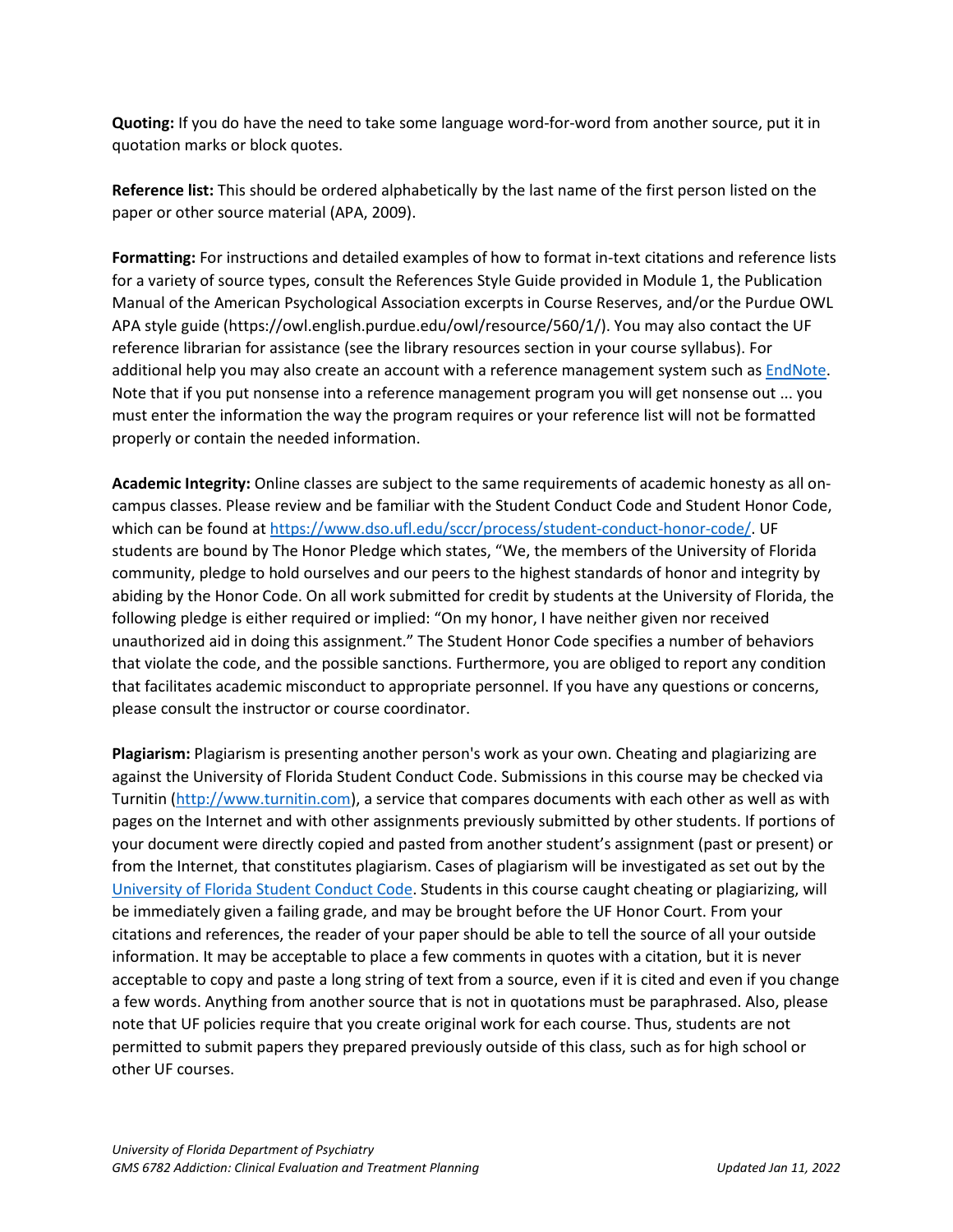**Quoting:** If you do have the need to take some language word-for-word from another source, put it in quotation marks or block quotes.

**Reference list:** This should be ordered alphabetically by the last name of the first person listed on the paper or other source material (APA, 2009).

**Formatting:** For instructions and detailed examples of how to format in-text citations and reference lists for a variety of source types, consult the References Style Guide provided in Module 1, the Publication Manual of the American Psychological Association excerpts in Course Reserves, and/or the Purdue OWL APA style guide (https://owl.english.purdue.edu/owl/resource/560/1/). You may also contact the UF reference librarian for assistance (see the library resources section in your course syllabus). For additional help you may also create an account with a reference management system such as [EndNote](). Note that if you put nonsense into a reference management program you will get nonsense out ... you must enter the information the way the program requires or your reference list will not be formatted properly or contain the needed information.

**Academic Integrity:** Online classes are subject to the same requirements of academic honesty as all on-campus classes. Please review and be familiar with the Student Conduct Code and Student Honor Code, which can be found at https://www.dso.ufl.edu/sccr/process/student-conduct-honor-code/. UF students are bound by The Honor Pledge which states, "We, the members of the University of Florida community, pledge to hold ourselves and our peers to the highest standards of honor and integrity by abiding by the Honor Code. On all work submitted for credit by students at the University of Florida, the following pledge is either required or implied: "On my honor, I have neither given nor received unauthorized aid in doing this assignment." The Student Honor Code specifies a number of behaviors that violate the code, and the possible sanctions. Furthermore, you are obliged to report any condition that facilitates academic misconduct to appropriate personnel. If you have any questions or concerns, please consult the instructor or course coordinator.

**Plagiarism:** Plagiarism is presenting another person's work as your own. Cheating and plagiarizing are against the University of Florida Student Conduct Code. Submissions in this course may be checked via Turnitin (http://www.turnitin.com), a service that compares documents with each other as well as with pages on the Internet and with other assignments previously submitted by other students. If portions of your document were directly copied and pasted from another student's assignment (past or present) or from the Internet, that constitutes plagiarism. Cases of plagiarism will be investigated as set out by the [University of Florida Student Conduct Code](). Students in this course caught cheating or plagiarizing, will be immediately given a failing grade, and may be brought before the UF Honor Court. From your citations and references, the reader of your paper should be able to tell the source of all your outside information. It may be acceptable to place a few comments in quotes with a citation, but it is never acceptable to copy and paste a long string of text from a source, even if it is cited and even if you change a few words. Anything from another source that is not in quotations must be paraphrased. Also, please note that UF policies require that you create original work for each course. Thus, students are not permitted to submit papers they prepared previously outside of this class, such as for high school or other UF courses.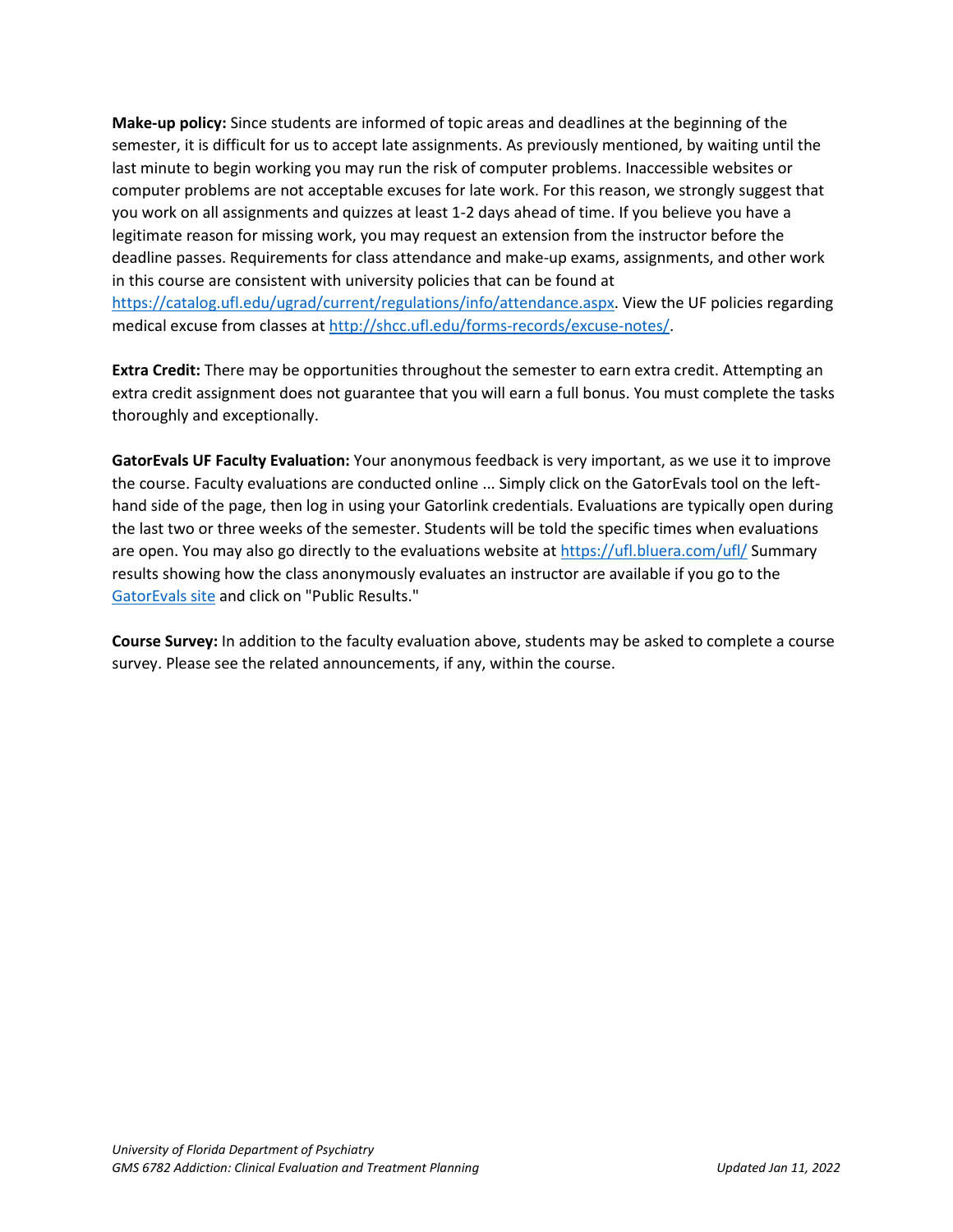**Make-up policy:** Since students are informed of topic areas and deadlines at the beginning of the semester, it is difficult for us to accept late assignments. As previously mentioned, by waiting until the last minute to begin working you may run the risk of computer problems. Inaccessible websites or computer problems are not acceptable excuses for late work. For this reason, we strongly suggest that you work on all assignments and quizzes at least 1-2 days ahead of time. If you believe you have a legitimate reason for missing work, you may request an extension from the instructor before the deadline passes. Requirements for class attendance and make-up exams, assignments, and other work in this course are consistent with university policies that can be found at https://catalog.ufl.edu/ugrad/current/regulations/info/attendance.aspx. View the UF policies regarding medical excuse from classes at http://shcc.ufl.edu/forms-records/excuse-notes/.

**Extra Credit:** There may be opportunities throughout the semester to earn extra credit. Attempting an extra credit assignment does not guarantee that you will earn a full bonus. You must complete the tasks thoroughly and exceptionally.

**GatorEvals UF Faculty Evaluation:** Your anonymous feedback is very important, as we use it to improve the course. Faculty evaluations are conducted online ... Simply click on the GatorEvals tool on the left-hand side of the page, then log in using your Gatorlink credentials. Evaluations are typically open during the last two or three weeks of the semester. Students will be told the specific times when evaluations are open. You may also go directly to the evaluations website at https://ufl.bluera.com/ufl/ Summary results showing how the class anonymously evaluates an instructor are available if you go to the GatorEvals site and click on "Public Results."

**Course Survey:** In addition to the faculty evaluation above, students may be asked to complete a course survey. Please see the related announcements, if any, within the course.